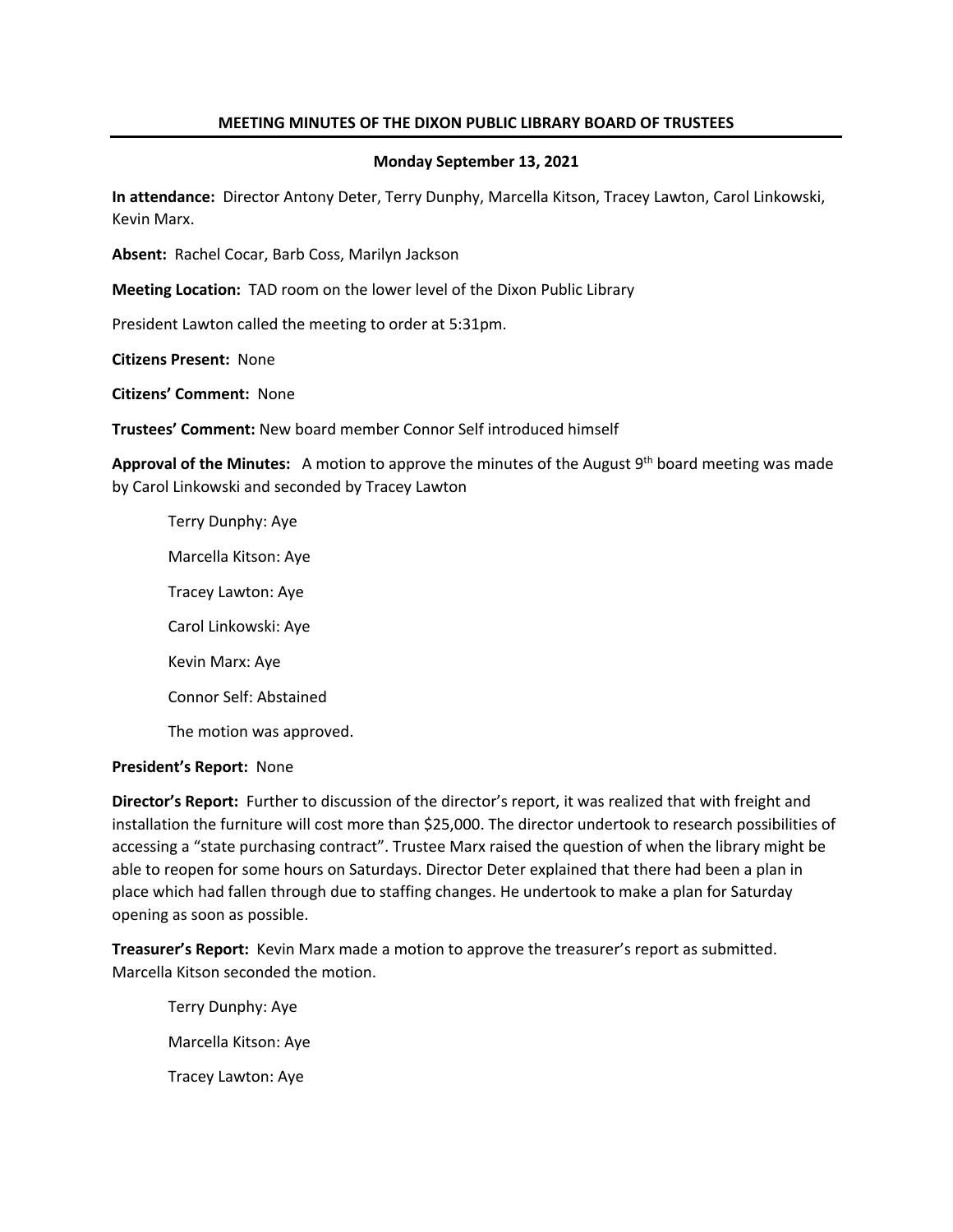**MEETING MINUTES OF THE DIXON PUBLIC LIBRARY BOARD OF TRUSTEES**

**Monday September 13, 2021**

**In attendance:** Director Antony Deter, Terry Dunphy, Marcella Kitson, Tracey Lawton, Carol Linkowski, Kevin Marx.

**Absent:** Rachel Cocar, Barb Coss, Marilyn Jackson

**Meeting Location:** TAD room on the lower level of the Dixon Public Library

President Lawton called the meeting to order at 5:31pm.

**Citizens Present:** None

**Citizens' Comment:** None

**Trustees' Comment:** New board member Connor Self introduced himself

**Approval of the Minutes:** A motion to approve the minutes of the August 9th board meeting was made by Carol Linkowski and seconded by Tracey Lawton

Terry Dunphy: Aye

Marcella Kitson: Aye

Tracey Lawton: Aye

Carol Linkowski: Aye

Kevin Marx: Aye

Connor Self: Abstained

The motion was approved.

**President's Report:** None

**Director's Report:** Further to discussion of the director's report, it was realized that with freight and installation the furniture will cost more than $25,000. The director undertook to research possibilities of accessing a "state purchasing contract". Trustee Marx raised the question of when the library might be able to reopen for some hours on Saturdays. Director Deter explained that there had been a plan in place which had fallen through due to staffing changes. He undertook to make a plan for Saturday opening as soon as possible.

**Treasurer's Report:** Kevin Marx made a motion to approve the treasurer's report as submitted. Marcella Kitson seconded the motion.

Terry Dunphy: Aye

Marcella Kitson: Aye

Tracey Lawton: Aye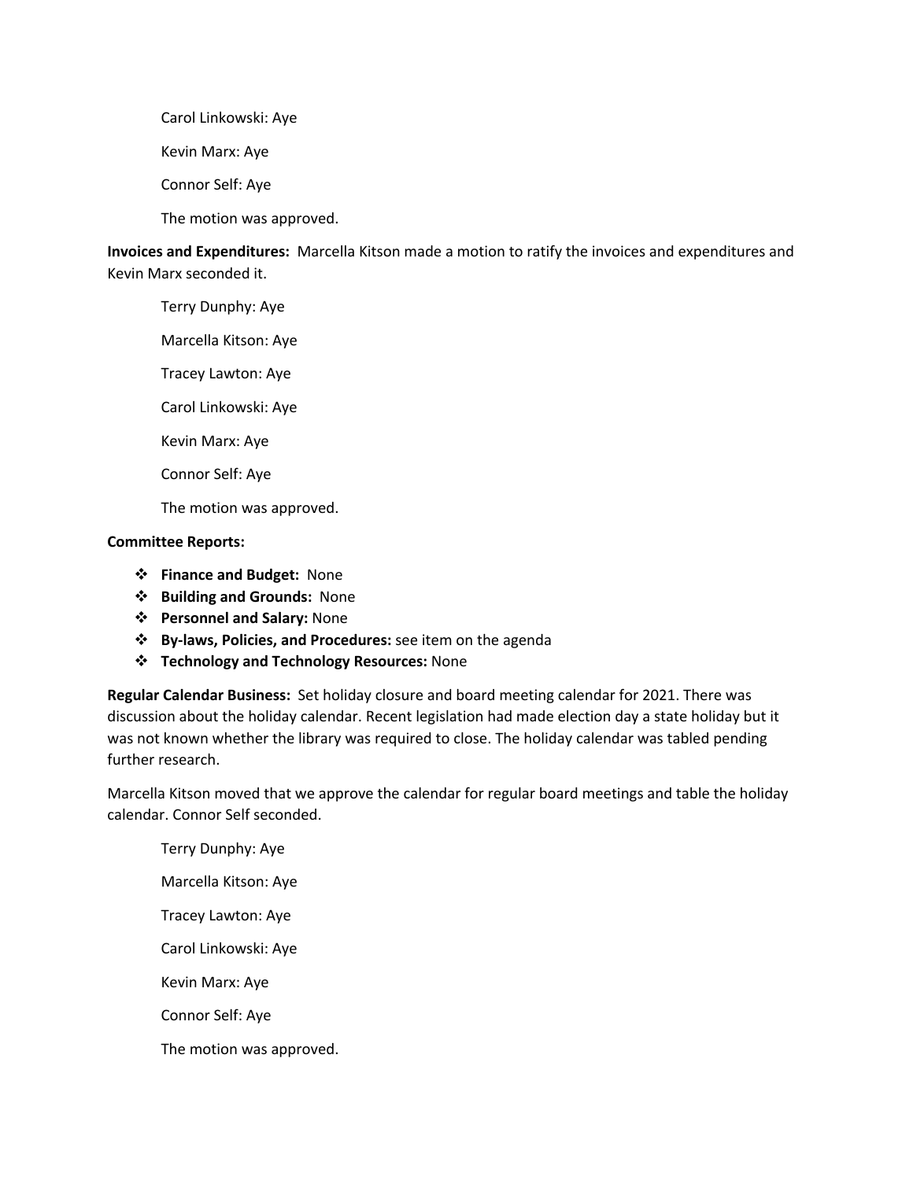Carol Linkowski: Aye

Kevin Marx: Aye

Connor Self: Aye

The motion was approved.

**Invoices and Expenditures:** Marcella Kitson made a motion to ratify the invoices and expenditures and Kevin Marx seconded it.

Terry Dunphy: Aye

Marcella Kitson: Aye

Tracey Lawton: Aye

Carol Linkowski: Aye

Kevin Marx: Aye

Connor Self: Aye

The motion was approved.

**Committee Reports:**

- **Finance and Budget:** None
- **Building and Grounds:** None
- **Personnel and Salary:** None
- **By-laws, Policies, and Procedures:** see item on the agenda
- **Technology and Technology Resources:** None

**Regular Calendar Business:** Set holiday closure and board meeting calendar for 2021. There was discussion about the holiday calendar. Recent legislation had made election day a state holiday but it was not known whether the library was required to close. The holiday calendar was tabled pending further research.

Marcella Kitson moved that we approve the calendar for regular board meetings and table the holiday calendar. Connor Self seconded.

Terry Dunphy: Aye

Marcella Kitson: Aye

Tracey Lawton: Aye

Carol Linkowski: Aye

Kevin Marx: Aye

Connor Self: Aye

The motion was approved.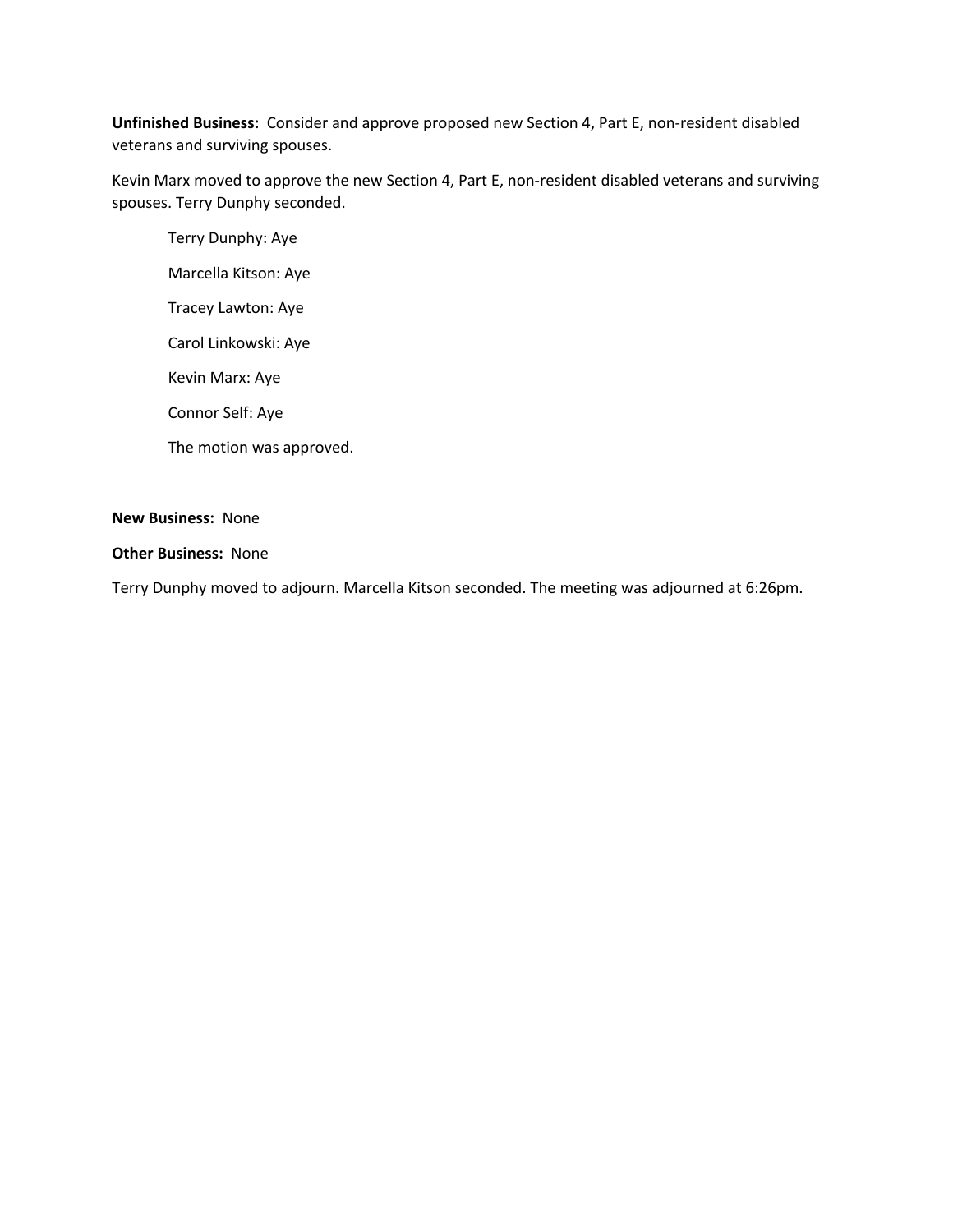**Unfinished Business:** Consider and approve proposed new Section 4, Part E, non-resident disabled veterans and surviving spouses.

Kevin Marx moved to approve the new Section 4, Part E, non-resident disabled veterans and surviving spouses. Terry Dunphy seconded.

Terry Dunphy: Aye

Marcella Kitson: Aye

Tracey Lawton: Aye

Carol Linkowski: Aye

Kevin Marx: Aye

Connor Self: Aye

The motion was approved.

**New Business:** None

**Other Business:** None

Terry Dunphy moved to adjourn. Marcella Kitson seconded. The meeting was adjourned at 6:26pm.